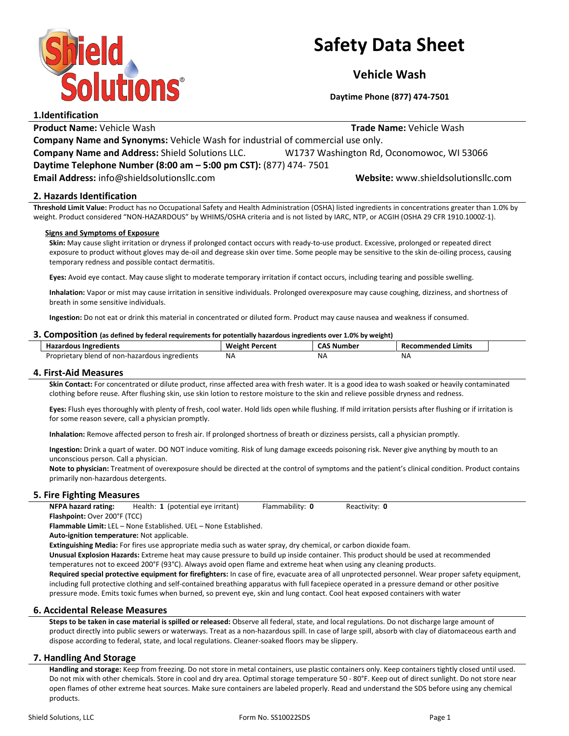# Safety Data Sheet

## Vehicle Wash

**Daytime Phone (877) 474-7501**

## 1.Identification

**Product Name:** Vehicle Wash **Trade Name:** Vehicle Wash

**Company Name and Synonyms:** Vehicle Wash for industrial of commercial use only.

**Company Name and Address:** Shield Solutions LLC. W1737 Washington Rd, Oconomowoc, WI 53066

**Daytime Telephone Number (8:00 am – 5:00 pm CST):** (877) 474- 7501

**Email Address:** info@shieldsolutionsllc.com **Website:** www.shieldsolutionsllc.com

## 2. Hazards Identification

**Threshold Limit Value:** Product has no Occupational Safety and Health Administration (OSHA) listed ingredients in concentrations greater than 1.0% by weight. Product considered "NON-HAZARDOUS" by WHIMS/OSHA criteria and is not listed by IARC, NTP, or ACGIH (OSHA 29 CFR 1910.1000Z-1).

### Signs and Symptoms of Exposure

**Skin:** May cause slight irritation or dryness if prolonged contact occurs with ready-to-use product. Excessive, prolonged or repeated direct exposure to product without gloves may de-oil and degrease skin over time. Some people may be sensitive to the skin de-oiling process, causing temporary redness and possible contact dermatitis.

**Eyes:** Avoid eye contact. May cause slight to moderate temporary irritation if contact occurs, including tearing and possible swelling.

**Inhalation:** Vapor or mist may cause irritation in sensitive individuals. Prolonged overexposure may cause coughing, dizziness, and shortness of breath in some sensitive individuals.

**Ingestion:** Do not eat or drink this material in concentrated or diluted form. Product may cause nausea and weakness if consumed.

## 3. Composition (as defined by federal requirements for potentially hazardous ingredients over 1.0% by weight)

| Hazardous Ingredients | Weight Percent | CAS Number | Recommended Limits |
|---|---|---|---|
| Proprietary blend of non-hazardous ingredients | NA | NA | NA |

## 4. First-Aid Measures

**Skin Contact:** For concentrated or dilute product, rinse affected area with fresh water. It is a good idea to wash soaked or heavily contaminated clothing before reuse. After flushing skin, use skin lotion to restore moisture to the skin and relieve possible dryness and redness.

**Eyes:** Flush eyes thoroughly with plenty of fresh, cool water. Hold lids open while flushing. If mild irritation persists after flushing or if irritation is for some reason severe, call a physician promptly.

**Inhalation:** Remove affected person to fresh air. If prolonged shortness of breath or dizziness persists, call a physician promptly.

**Ingestion:** Drink a quart of water. DO NOT induce vomiting. Risk of lung damage exceeds poisoning risk. Never give anything by mouth to an unconscious person. Call a physician.

**Note to physician:** Treatment of overexposure should be directed at the control of symptoms and the patient's clinical condition. Product contains primarily non-hazardous detergents.

## 5. Fire Fighting Measures

**NFPA hazard rating:** Health: **1** (potential eye irritant) Flammability: **0** Reactivity: **0**

**Flashpoint:** Over 200°F (TCC)

**Flammable Limit:** LEL – None Established. UEL – None Established.

**Auto-ignition temperature:** Not applicable.

**Extinguishing Media:** For fires use appropriate media such as water spray, dry chemical, or carbon dioxide foam.

**Unusual Explosion Hazards:** Extreme heat may cause pressure to build up inside container. This product should be used at recommended temperatures not to exceed 200°F (93°C). Always avoid open flame and extreme heat when using any cleaning products.

**Required special protective equipment for firefighters:** In case of fire, evacuate area of all unprotected personnel. Wear proper safety equipment, including full protective clothing and self-contained breathing apparatus with full facepiece operated in a pressure demand or other positive pressure mode. Emits toxic fumes when burned, so prevent eye, skin and lung contact. Cool heat exposed containers with water

## 6. Accidental Release Measures

**Steps to be taken in case material is spilled or released:** Observe all federal, state, and local regulations. Do not discharge large amount of product directly into public sewers or waterways. Treat as a non-hazardous spill. In case of large spill, absorb with clay of diatomaceous earth and dispose according to federal, state, and local regulations. Cleaner-soaked floors may be slippery.

## 7. Handling And Storage

**Handling and storage:** Keep from freezing. Do not store in metal containers, use plastic containers only. Keep containers tightly closed until used. Do not mix with other chemicals. Store in cool and dry area. Optimal storage temperature 50 - 80°F. Keep out of direct sunlight. Do not store near open flames of other extreme heat sources. Make sure containers are labeled properly. Read and understand the SDS before using any chemical products.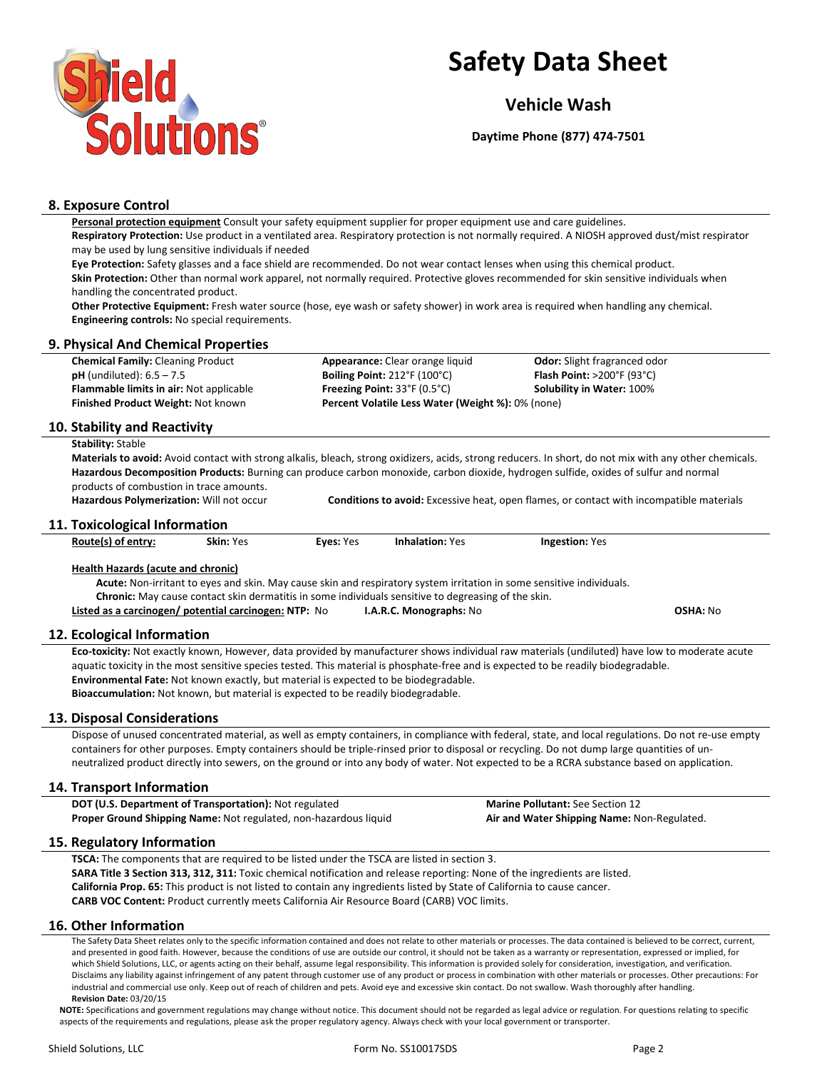# Safety Data Sheet

## Vehicle Wash

**Daytime Phone (877) 474-7501**

## 8. Exposure Control

**Personal protection equipment** Consult your safety equipment supplier for proper equipment use and care guidelines.

**Respiratory Protection:** Use product in a ventilated area. Respiratory protection is not normally required. A NIOSH approved dust/mist respirator may be used by lung sensitive individuals if needed

**Eye Protection:** Safety glasses and a face shield are recommended. Do not wear contact lenses when using this chemical product.

**Skin Protection:** Other than normal work apparel, not normally required. Protective gloves recommended for skin sensitive individuals when handling the concentrated product.

**Other Protective Equipment:** Fresh water source (hose, eye wash or safety shower) in work area is required when handling any chemical.

**Engineering controls:** No special requirements.

## 9. Physical And Chemical Properties

**Chemical Family:** Cleaning Product

**pH** (undiluted): 6.5 – 7.5

**Flammable limits in air:** Not applicable

**Finished Product Weight:** Not known

**Appearance:** Clear orange liquid

**Boiling Point:** 212°F (100°C)

**Freezing Point:** 33°F (0.5°C)

**Percent Volatile Less Water (Weight %):** 0% (none)

**Odor:** Slight fragranced odor

**Flash Point:** >200°F (93°C)

**Solubility in Water:** 100%

## 10. Stability and Reactivity

**Stability:** Stable

**Materials to avoid:** Avoid contact with strong alkalis, bleach, strong oxidizers, acids, strong reducers. In short, do not mix with any other chemicals.

**Hazardous Decomposition Products:** Burning can produce carbon monoxide, carbon dioxide, hydrogen sulfide, oxides of sulfur and normal products of combustion in trace amounts.

**Hazardous Polymerization:** Will not occur

**Conditions to avoid:** Excessive heat, open flames, or contact with incompatible materials

## 11. Toxicological Information

**Route(s) of entry:** **Skin:** Yes **Eyes:** Yes **Inhalation:** Yes **Ingestion:** Yes

**Health Hazards (acute and chronic)**

**Acute:** Non-irritant to eyes and skin. May cause skin and respiratory system irritation in some sensitive individuals.

**Chronic:** May cause contact skin dermatitis in some individuals sensitive to degreasing of the skin.

**Listed as a carcinogen/ potential carcinogen:** **NTP:** No **I.A.R.C. Monographs:** No **OSHA:** No

## 12. Ecological Information

**Eco-toxicity:** Not exactly known, However, data provided by manufacturer shows individual raw materials (undiluted) have low to moderate acute aquatic toxicity in the most sensitive species tested. This material is phosphate-free and is expected to be readily biodegradable.

**Environmental Fate:** Not known exactly, but material is expected to be biodegradable.

**Bioaccumulation:** Not known, but material is expected to be readily biodegradable.

## 13. Disposal Considerations

Dispose of unused concentrated material, as well as empty containers, in compliance with federal, state, and local regulations. Do not re-use empty containers for other purposes. Empty containers should be triple-rinsed prior to disposal or recycling. Do not dump large quantities of un-neutralized product directly into sewers, on the ground or into any body of water. Not expected to be a RCRA substance based on application.

## 14. Transport Information

**DOT (U.S. Department of Transportation):** Not regulated

**Proper Ground Shipping Name:** Not regulated, non-hazardous liquid

**Marine Pollutant:** See Section 12

**Air and Water Shipping Name:** Non-Regulated.

## 15. Regulatory Information

**TSCA:** The components that are required to be listed under the TSCA are listed in section 3.

**SARA Title 3 Section 313, 312, 311:** Toxic chemical notification and release reporting: None of the ingredients are listed.

**California Prop. 65:** This product is not listed to contain any ingredients listed by State of California to cause cancer.

**CARB VOC Content:** Product currently meets California Air Resource Board (CARB) VOC limits.

## 16. Other Information

The Safety Data Sheet relates only to the specific information contained and does not relate to other materials or processes. The data contained is believed to be correct, current, and presented in good faith. However, because the conditions of use are outside our control, it should not be taken as a warranty or representation, expressed or implied, for which Shield Solutions, LLC, or agents acting on their behalf, assume legal responsibility. This information is provided solely for consideration, investigation, and verification. Disclaims any liability against infringement of any patent through customer use of any product or process in combination with other materials or processes. Other precautions: For industrial and commercial use only. Keep out of reach of children and pets. Avoid eye and excessive skin contact. Do not swallow. Wash thoroughly after handling.

**Revision Date:** 03/20/15

**NOTE:** Specifications and government regulations may change without notice. This document should not be regarded as legal advice or regulation. For questions relating to specific aspects of the requirements and regulations, please ask the proper regulatory agency. Always check with your local government or transporter.

Shield Solutions, LLC Form No. SS10017SDS